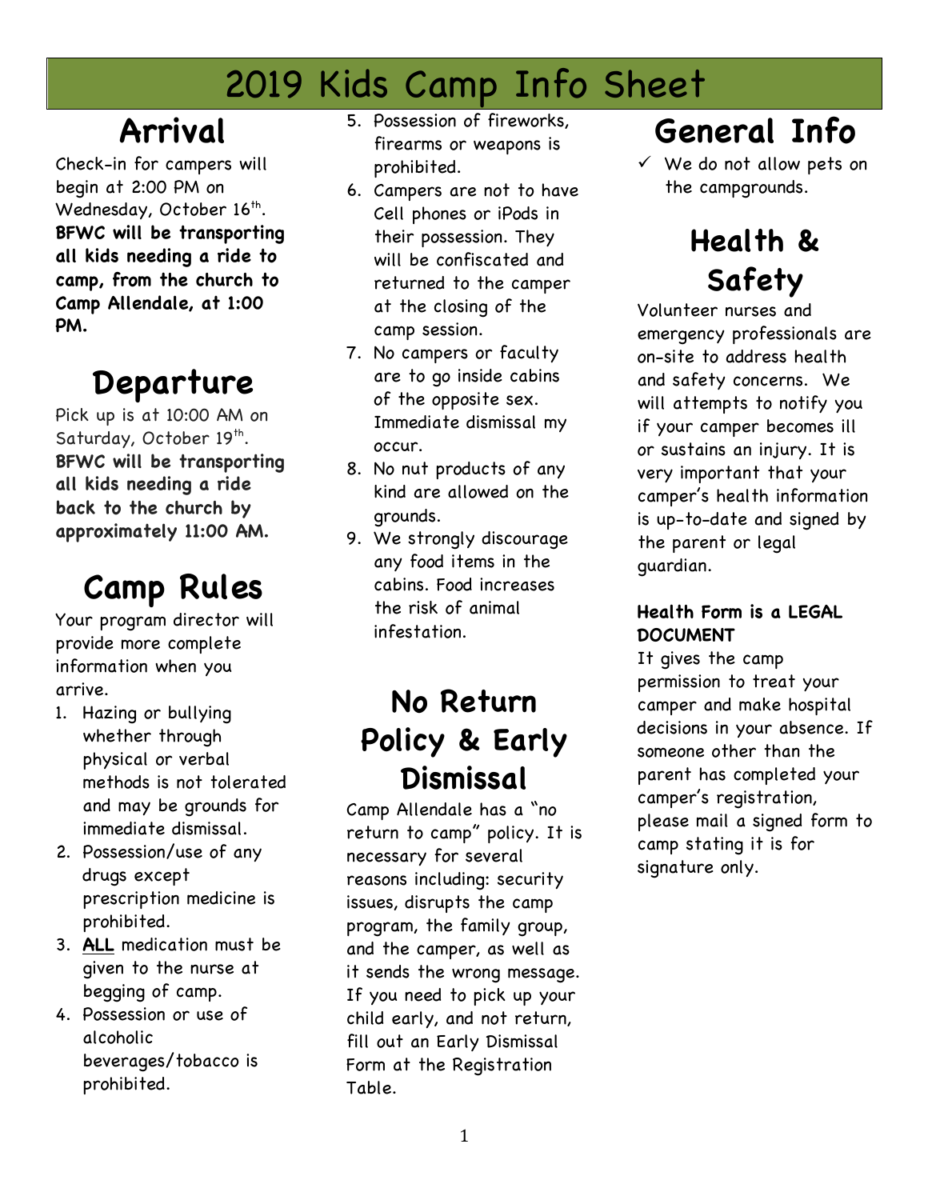# 2019 Kids Camp Info Sheet

## Arrival

Check-in for campers will begin at 2:00 PM on Wednesday, October 16th. **BFWC will be transporting all kids needing a ride to camp, from the church to Camp Allendale, at 1:00 PM.**

## Departure

Pick up is at 10:00 AM on Saturday, October 19th. **BFWC will be transporting all kids needing a ride back to the church by approximately 11:00 AM.**

## Camp Rules

Your program director will provide more complete information when you arrive.

1. Hazing or bullying whether through physical or verbal methods is not tolerated and may be grounds for immediate dismissal.
2. Possession/use of any drugs except prescription medicine is prohibited.
3. **ALL** medication must be given to the nurse at begging of camp.
4. Possession or use of alcoholic beverages/tobacco is prohibited.
5. Possession of fireworks, firearms or weapons is prohibited.
6. Campers are not to have Cell phones or iPods in their possession. They will be confiscated and returned to the camper at the closing of the camp session.
7. No campers or faculty are to go inside cabins of the opposite sex. Immediate dismissal my occur.
8. No nut products of any kind are allowed on the grounds.
9. We strongly discourage any food items in the cabins. Food increases the risk of animal infestation.

## No Return Policy & Early Dismissal

Camp Allendale has a "no return to camp" policy. It is necessary for several reasons including: security issues, disrupts the camp program, the family group, and the camper, as well as it sends the wrong message. If you need to pick up your child early, and not return, fill out an Early Dismissal Form at the Registration Table.

## General Info

- ✓ We do not allow pets on the campgrounds.

## Health & Safety

Volunteer nurses and emergency professionals are on-site to address health and safety concerns. We will attempts to notify you if your camper becomes ill or sustains an injury. It is very important that your camper's health information is up-to-date and signed by the parent or legal guardian.

**Health Form is a LEGAL DOCUMENT**

It gives the camp permission to treat your camper and make hospital decisions in your absence. If someone other than the parent has completed your camper's registration, please mail a signed form to camp stating it is for signature only.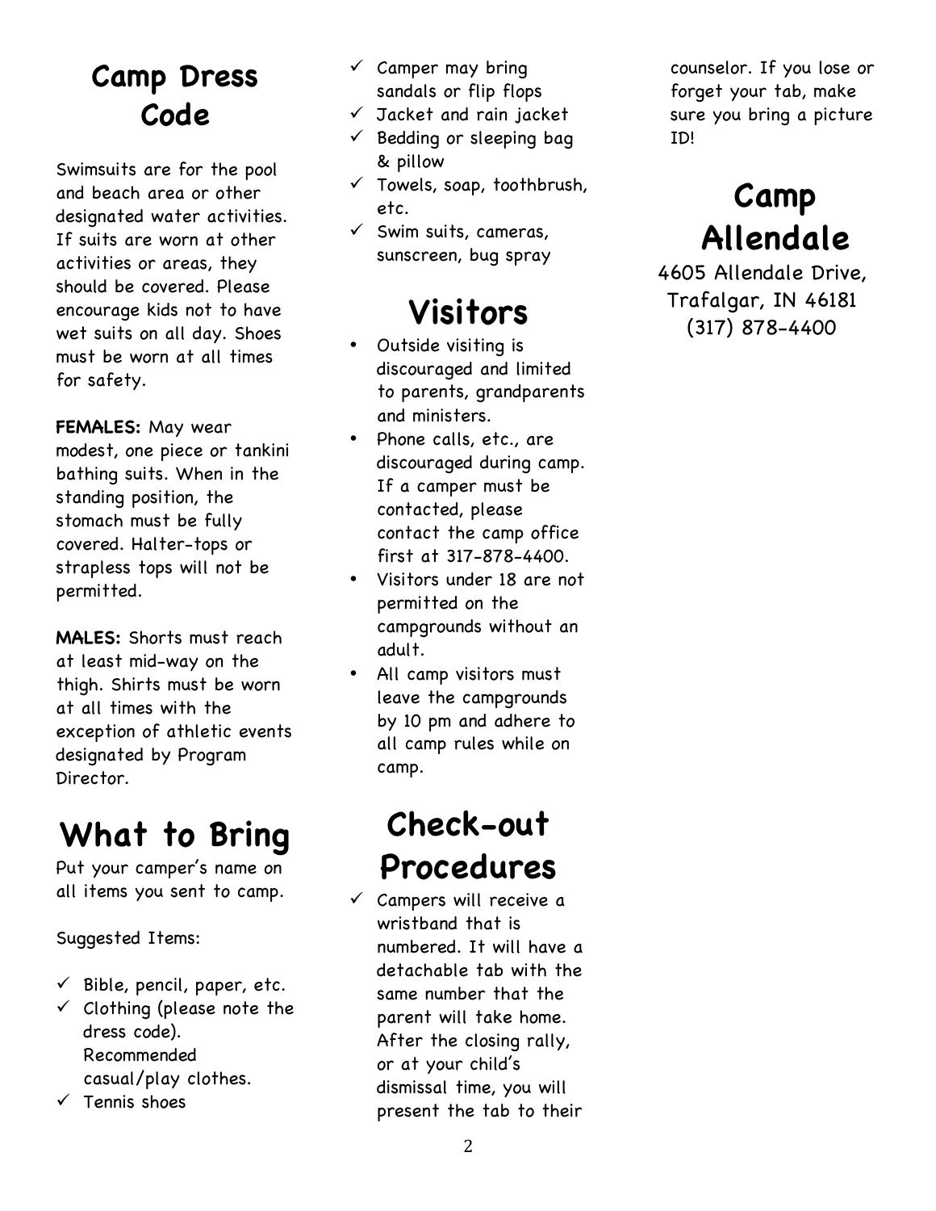## Camp Dress Code

Swimsuits are for the pool and beach area or other designated water activities. If suits are worn at other activities or areas, they should be covered. Please encourage kids not to have wet suits on all day. Shoes must be worn at all times for safety.

**FEMALES:** May wear modest, one piece or tankini bathing suits. When in the standing position, the stomach must be fully covered. Halter-tops or strapless tops will not be permitted.

**MALES:** Shorts must reach at least mid-way on the thigh. Shirts must be worn at all times with the exception of athletic events designated by Program Director.

## What to Bring

Put your camper's name on all items you sent to camp.

Suggested Items:

- ✓ Bible, pencil, paper, etc.
- ✓ Clothing (please note the dress code). Recommended casual/play clothes.
- ✓ Tennis shoes
- ✓ Camper may bring sandals or flip flops
- ✓ Jacket and rain jacket
- ✓ Bedding or sleeping bag & pillow
- ✓ Towels, soap, toothbrush, etc.
- ✓ Swim suits, cameras, sunscreen, bug spray

## Visitors

- Outside visiting is discouraged and limited to parents, grandparents and ministers.
- Phone calls, etc., are discouraged during camp. If a camper must be contacted, please contact the camp office first at 317-878-4400.
- Visitors under 18 are not permitted on the campgrounds without an adult.
- All camp visitors must leave the campgrounds by 10 pm and adhere to all camp rules while on camp.

## Check-out Procedures

- ✓ Campers will receive a wristband that is numbered. It will have a detachable tab with the same number that the parent will take home. After the closing rally, or at your child's dismissal time, you will present the tab to their counselor. If you lose or forget your tab, make sure you bring a picture ID!

## Camp Allendale

4605 Allendale Drive,
Trafalgar, IN 46181
(317) 878-4400